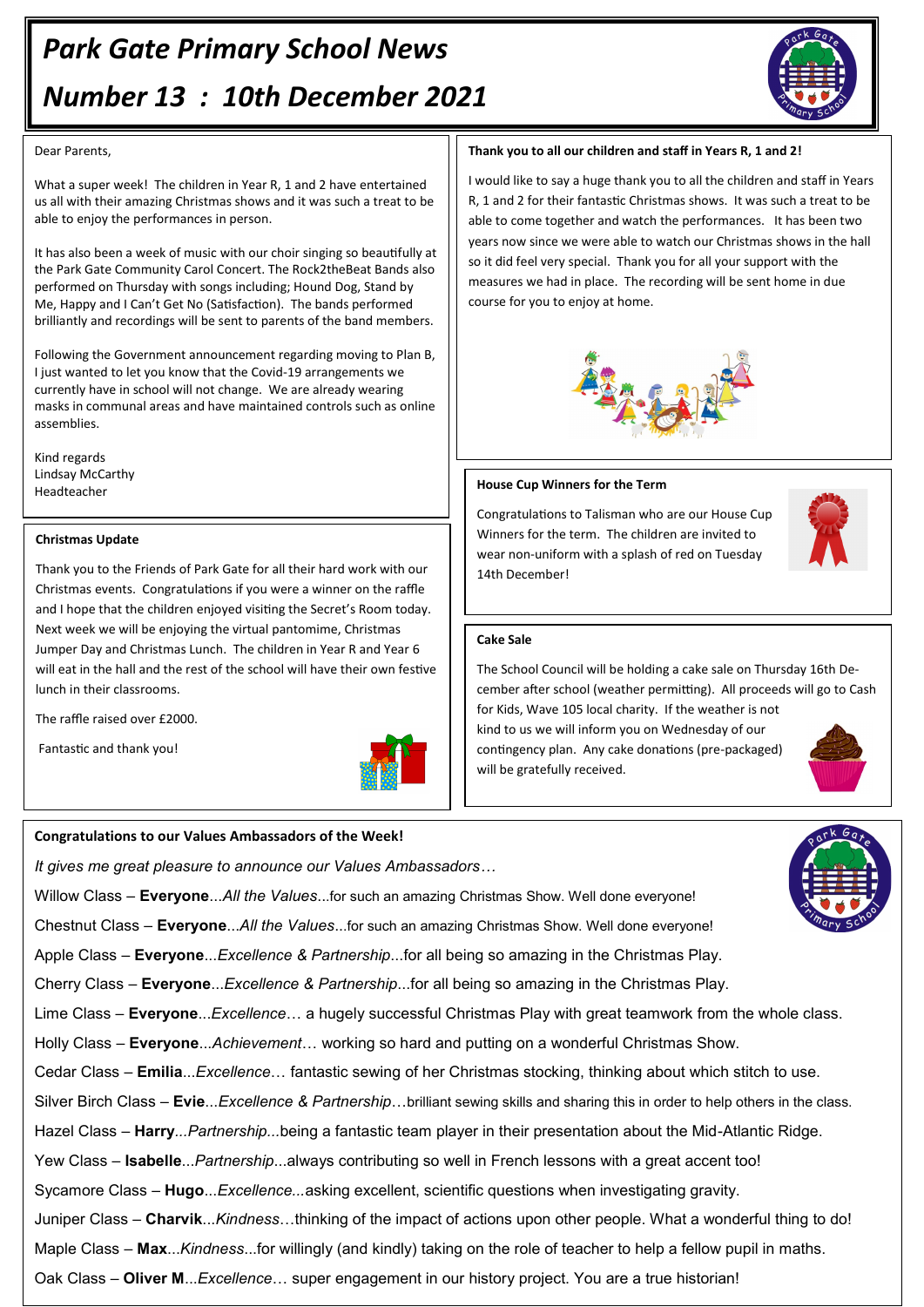# Park Gate Primary School News

# Number 13 : 10th December 2021

Dear Parents,

What a super week! The children in Year R, 1 and 2 have entertained us all with their amazing Christmas shows and it was such a treat to be able to enjoy the performances in person.

It has also been a week of music with our choir singing so beautifully at the Park Gate Community Carol Concert. The Rock2theBeat Bands also performed on Thursday with songs including; Hound Dog, Stand by Me, Happy and I Can't Get No (Satisfaction). The bands performed brilliantly and recordings will be sent to parents of the band members.

Following the Government announcement regarding moving to Plan B, I just wanted to let you know that the Covid-19 arrangements we currently have in school will not change. We are already wearing masks in communal areas and have maintained controls such as online assemblies.

Kind regards
Lindsay McCarthy
Headteacher

### Christmas Update

Thank you to the Friends of Park Gate for all their hard work with our Christmas events. Congratulations if you were a winner on the raffle and I hope that the children enjoyed visiting the Secret's Room today. Next week we will be enjoying the virtual pantomime, Christmas Jumper Day and Christmas Lunch. The children in Year R and Year 6 will eat in the hall and the rest of the school will have their own festive lunch in their classrooms.

The raffle raised over £2000.

Fantastic and thank you!

### Thank you to all our children and staff in Years R, 1 and 2!

I would like to say a huge thank you to all the children and staff in Years R, 1 and 2 for their fantastic Christmas shows. It was such a treat to be able to come together and watch the performances. It has been two years now since we were able to watch our Christmas shows in the hall so it did feel very special. Thank you for all your support with the measures we had in place. The recording will be sent home in due course for you to enjoy at home.

### House Cup Winners for the Term

Congratulations to Talisman who are our House Cup Winners for the term. The children are invited to wear non-uniform with a splash of red on Tuesday 14th December!

### Cake Sale

The School Council will be holding a cake sale on Thursday 16th December after school (weather permitting). All proceeds will go to Cash for Kids, Wave 105 local charity. If the weather is not kind to us we will inform you on Wednesday of our contingency plan. Any cake donations (pre-packaged) will be gratefully received.

### Congratulations to our Values Ambassadors of the Week!

*It gives me great pleasure to announce our Values Ambassadors…*

Willow Class – **Everyone**...*All the Values*...for such an amazing Christmas Show. Well done everyone!

Chestnut Class – **Everyone**...*All the Values*...for such an amazing Christmas Show. Well done everyone!

Apple Class – **Everyone**...*Excellence & Partnership*...for all being so amazing in the Christmas Play.

Cherry Class – **Everyone**...*Excellence & Partnership*...for all being so amazing in the Christmas Play.

Lime Class – **Everyone**...*Excellence*… a hugely successful Christmas Play with great teamwork from the whole class.

Holly Class – **Everyone**...*Achievement*… working so hard and putting on a wonderful Christmas Show.

Cedar Class – **Emilia**...*Excellence*… fantastic sewing of her Christmas stocking, thinking about which stitch to use.

Silver Birch Class – **Evie**...*Excellence & Partnership*…brilliant sewing skills and sharing this in order to help others in the class.

Hazel Class – **Harry**...*Partnership...*being a fantastic team player in their presentation about the Mid-Atlantic Ridge.

Yew Class – **Isabelle**...*Partnership*...always contributing so well in French lessons with a great accent too!

Sycamore Class – **Hugo**...*Excellence...*asking excellent, scientific questions when investigating gravity.

Juniper Class – **Charvik**...*Kindness*…thinking of the impact of actions upon other people. What a wonderful thing to do!

Maple Class – **Max**...*Kindness*...for willingly (and kindly) taking on the role of teacher to help a fellow pupil in maths.

Oak Class – **Oliver M**...*Excellence*… super engagement in our history project. You are a true historian!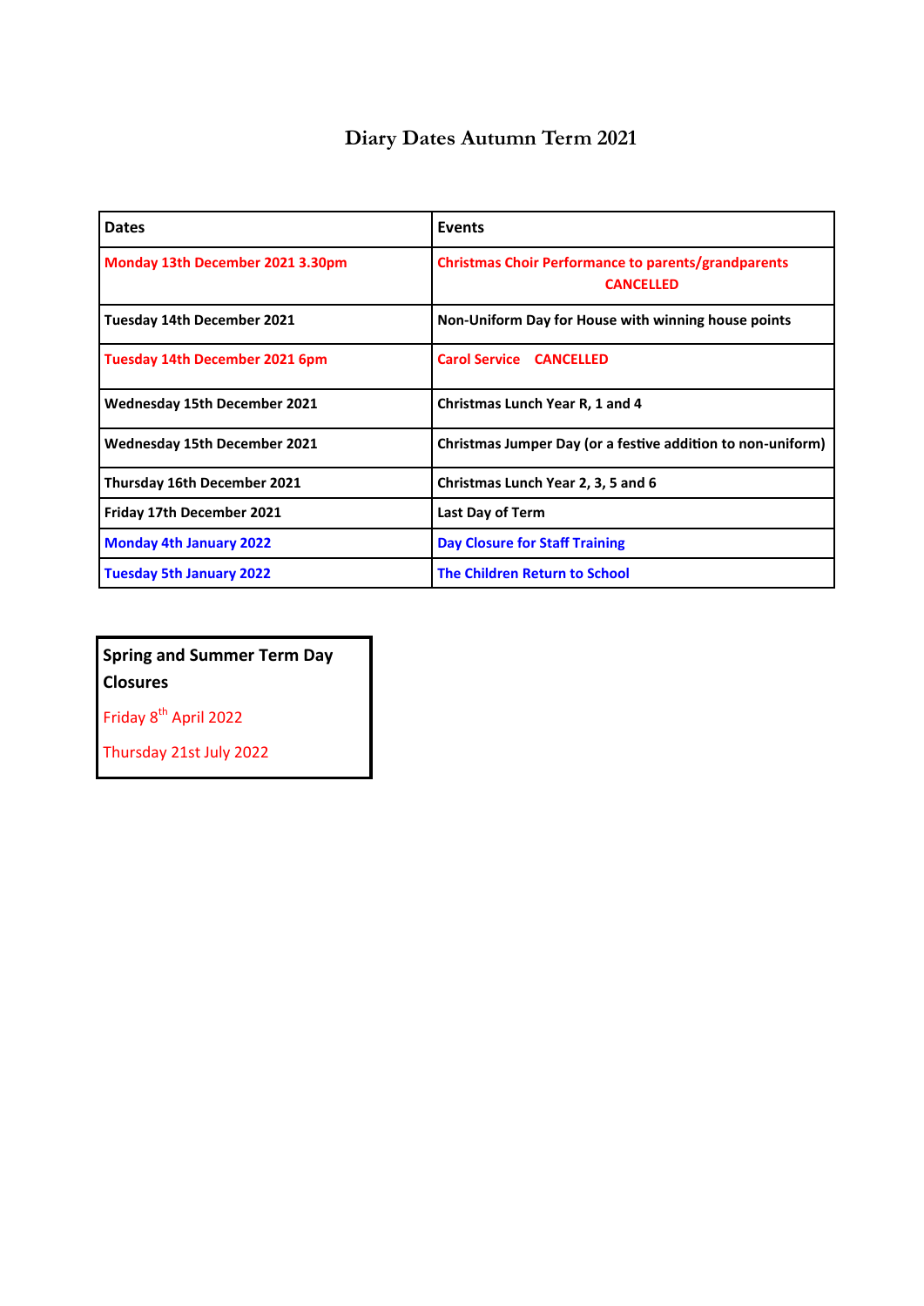# Diary Dates Autumn Term 2021

| Dates | Events |
|---|---|
| Monday 13th December 2021 3.30pm | Christmas Choir Performance to parents/grandparents CANCELLED |
| Tuesday 14th December 2021 | Non-Uniform Day for House with winning house points |
| Tuesday 14th December 2021 6pm | Carol Service CANCELLED |
| Wednesday 15th December 2021 | Christmas Lunch Year R, 1 and 4 |
| Wednesday 15th December 2021 | Christmas Jumper Day (or a festive addition to non-uniform) |
| Thursday 16th December 2021 | Christmas Lunch Year 2, 3, 5 and 6 |
| Friday 17th December 2021 | Last Day of Term |
| Monday 4th January 2022 | Day Closure for Staff Training |
| Tuesday 5th January 2022 | The Children Return to School |

**Spring and Summer Term Day Closures**

Friday 8th April 2022

Thursday 21st July 2022